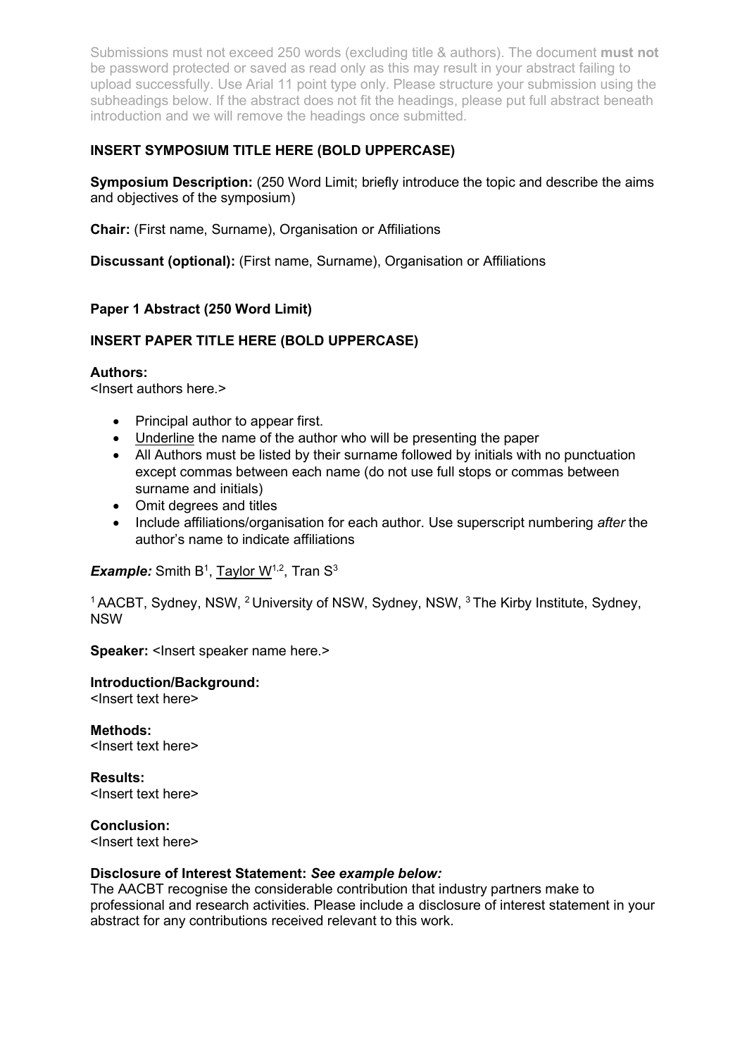Submissions must not exceed 250 words (excluding title & authors). The document **must not** be password protected or saved as read only as this may result in your abstract failing to upload successfully. Use Arial 11 point type only. Please structure your submission using the subheadings below. If the abstract does not fit the headings, please put full abstract beneath introduction and we will remove the headings once submitted.

**INSERT SYMPOSIUM TITLE HERE (BOLD UPPERCASE)**

**Symposium Description:** (250 Word Limit; briefly introduce the topic and describe the aims and objectives of the symposium)

**Chair:** (First name, Surname), Organisation or Affiliations

**Discussant (optional):** (First name, Surname), Organisation or Affiliations

**Paper 1 Abstract (250 Word Limit)**

**INSERT PAPER TITLE HERE (BOLD UPPERCASE)**

**Authors:**
<Insert authors here.>

- Principal author to appear first.
- <u>Underline</u> the name of the author who will be presenting the paper
- All Authors must be listed by their surname followed by initials with no punctuation except commas between each name (do not use full stops or commas between surname and initials)
- Omit degrees and titles
- Include affiliations/organisation for each author. Use superscript numbering *after* the author's name to indicate affiliations

***Example:*** Smith B[1], <u>Taylor W</u>[1,2], Tran S[3]

[1] AACBT, Sydney, NSW, [2] University of NSW, Sydney, NSW, [3] The Kirby Institute, Sydney, NSW

**Speaker:** <Insert speaker name here.>

**Introduction/Background:**
<Insert text here>

**Methods:**
<Insert text here>

**Results:**
<Insert text here>

**Conclusion:**
<Insert text here>

**Disclosure of Interest Statement:** ***See example below:***
The AACBT recognise the considerable contribution that industry partners make to professional and research activities. Please include a disclosure of interest statement in your abstract for any contributions received relevant to this work.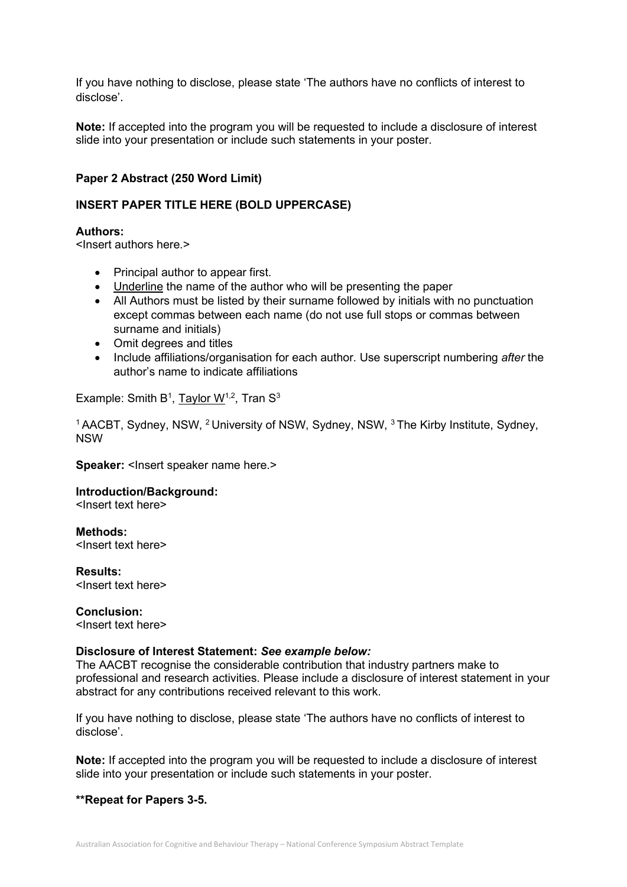If you have nothing to disclose, please state 'The authors have no conflicts of interest to disclose'.

**Note:** If accepted into the program you will be requested to include a disclosure of interest slide into your presentation or include such statements in your poster.

**Paper 2 Abstract (250 Word Limit)**

**INSERT PAPER TITLE HERE (BOLD UPPERCASE)**

**Authors:**
<Insert authors here.>

- Principal author to appear first.
- Underline the name of the author who will be presenting the paper
- All Authors must be listed by their surname followed by initials with no punctuation except commas between each name (do not use full stops or commas between surname and initials)
- Omit degrees and titles
- Include affiliations/organisation for each author. Use superscript numbering *after* the author's name to indicate affiliations

Example: Smith B[1], Taylor W[1,2], Tran S[3]

[1] AACBT, Sydney, NSW, [2] University of NSW, Sydney, NSW, [3] The Kirby Institute, Sydney, NSW

**Speaker:** <Insert speaker name here.>

**Introduction/Background:**
<Insert text here>

**Methods:**
<Insert text here>

**Results:**
<Insert text here>

**Conclusion:**
<Insert text here>

**Disclosure of Interest Statement:** ***See example below:***
The AACBT recognise the considerable contribution that industry partners make to professional and research activities. Please include a disclosure of interest statement in your abstract for any contributions received relevant to this work.

If you have nothing to disclose, please state 'The authors have no conflicts of interest to disclose'.

**Note:** If accepted into the program you will be requested to include a disclosure of interest slide into your presentation or include such statements in your poster.

**\*\*Repeat for Papers 3-5.**